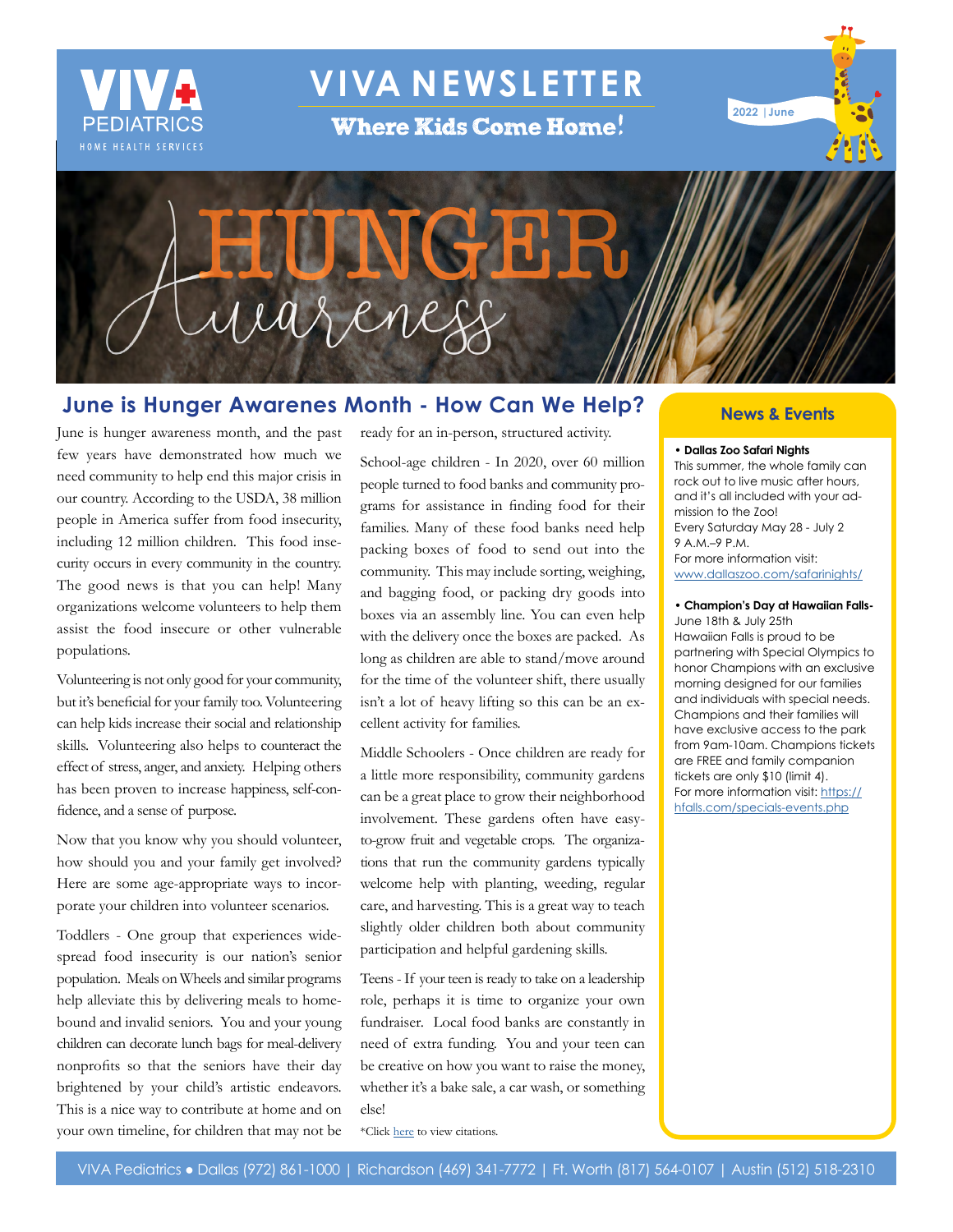VIVA PEDIATRICS
HOME HEALTH SERVICES

# VIVA NEWSLETTER

**Where Kids Come Home!**

2022 | June

# HUNGER Awareness

## June is Hunger Awarenes Month - How Can We Help?

June is hunger awareness month, and the past few years have demonstrated how much we need community to help end this major crisis in our country. According to the USDA, 38 million people in America suffer from food insecurity, including 12 million children. This food insecurity occurs in every community in the country. The good news is that you can help! Many organizations welcome volunteers to help them assist the food insecure or other vulnerable populations.

Volunteering is not only good for your community, but it's beneficial for your family too. Volunteering can help kids increase their social and relationship skills. Volunteering also helps to counteract the effect of stress, anger, and anxiety. Helping others has been proven to increase happiness, self-confidence, and a sense of purpose.

Now that you know why you should volunteer, how should you and your family get involved? Here are some age-appropriate ways to incorporate your children into volunteer scenarios.

Toddlers - One group that experiences widespread food insecurity is our nation's senior population. Meals on Wheels and similar programs help alleviate this by delivering meals to homebound and invalid seniors. You and your young children can decorate lunch bags for meal-delivery nonprofits so that the seniors have their day brightened by your child's artistic endeavors. This is a nice way to contribute at home and on your own timeline, for children that may not be ready for an in-person, structured activity.

School-age children - In 2020, over 60 million people turned to food banks and community programs for assistance in finding food for their families. Many of these food banks need help packing boxes of food to send out into the community. This may include sorting, weighing, and bagging food, or packing dry goods into boxes via an assembly line. You can even help with the delivery once the boxes are packed. As long as children are able to stand/move around for the time of the volunteer shift, there usually isn't a lot of heavy lifting so this can be an excellent activity for families.

Middle Schoolers - Once children are ready for a little more responsibility, community gardens can be a great place to grow their neighborhood involvement. These gardens often have easy-to-grow fruit and vegetable crops. The organizations that run the community gardens typically welcome help with planting, weeding, regular care, and harvesting. This is a great way to teach slightly older children both about community participation and helpful gardening skills.

Teens - If your teen is ready to take on a leadership role, perhaps it is time to organize your own fundraiser. Local food banks are constantly in need of extra funding. You and your teen can be creative on how you want to raise the money, whether it's a bake sale, a car wash, or something else!

*Click here to view citations.

## News & Events

**• Dallas Zoo Safari Nights**
This summer, the whole family can rock out to live music after hours, and it's all included with your admission to the Zoo!
Every Saturday May 28 - July 2
9 A.M.–9 P.M.
For more information visit:
www.dallaszoo.com/safarinights/

**• Champion's Day at Hawaiian Falls-**
June 18th & July 25th
Hawaiian Falls is proud to be partnering with Special Olympics to honor Champions with an exclusive morning designed for our families and individuals with special needs. Champions and their families will have exclusive access to the park from 9am-10am. Champions tickets are FREE and family companion tickets are only $10 (limit 4).
For more information visit: https://hfalls.com/specials-events.php

VIVA Pediatrics ● Dallas (972) 861-1000 | Richardson (469) 341-7772 | Ft. Worth (817) 564-0107 | Austin (512) 518-2310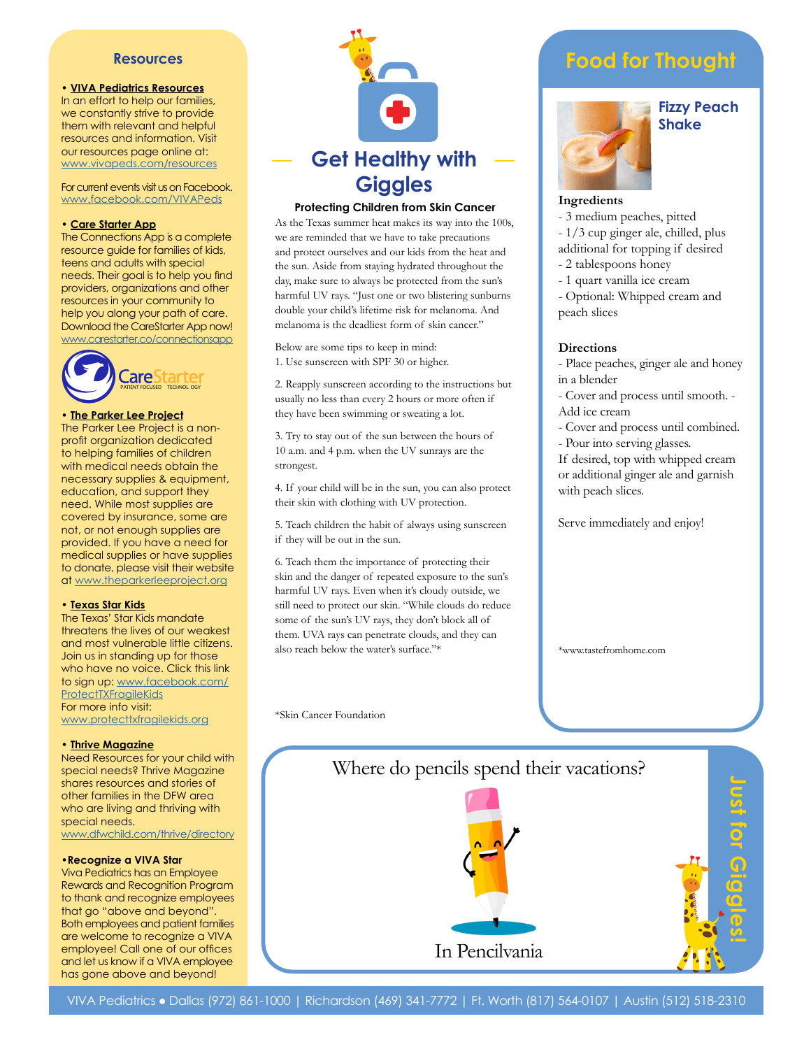## Resources

• **VIVA Pediatrics Resources**
In an effort to help our families, we constantly strive to provide them with relevant and helpful resources and information. Visit our resources page online at: www.vivapeds.com/resources

For current events visit us on Facebook. www.facebook.com/VIVAPeds

• **Care Starter App**
The Connections App is a complete resource guide for families of kids, teens and adults with special needs. Their goal is to help you find providers, organizations and other resources in your community to help you along your path of care. Download the CareStarter App now! www.carestarter.co/connectionsapp

• **The Parker Lee Project**
The Parker Lee Project is a non-profit organization dedicated to helping families of children with medical needs obtain the necessary supplies & equipment, education, and support they need. While most supplies are covered by insurance, some are not, or not enough supplies are provided. If you have a need for medical supplies or have supplies to donate, please visit their website at www.theparkerleeproject.org

• **Texas Star Kids**
The Texas' Star Kids mandate threatens the lives of our weakest and most vulnerable little citizens. Join us in standing up for those who have no voice. Click this link to sign up: www.facebook.com/ProtectTXFragileKids
For more info visit: www.protecttxfragilekids.org

• **Thrive Magazine**
Need Resources for your child with special needs? Thrive Magazine shares resources and stories of other families in the DFW area who are living and thriving with special needs.
www.dfwchild.com/thrive/directory

• **Recognize a VIVA Star**
Viva Pediatrics has an Employee Rewards and Recognition Program to thank and recognize employees that go "above and beyond". Both employees and patient families are welcome to recognize a VIVA employee! Call one of our offices and let us know if a VIVA employee has gone above and beyond!

## Get Healthy with Giggles

### Protecting Children from Skin Cancer

As the Texas summer heat makes its way into the 100s, we are reminded that we have to take precautions and protect ourselves and our kids from the heat and the sun. Aside from staying hydrated throughout the day, make sure to always be protected from the sun's harmful UV rays. "Just one or two blistering sunburns double your child's lifetime risk for melanoma. And melanoma is the deadliest form of skin cancer."

Below are some tips to keep in mind:

1. Use sunscreen with SPF 30 or higher.

2. Reapply sunscreen according to the instructions but usually no less than every 2 hours or more often if they have been swimming or sweating a lot.

3. Try to stay out of the sun between the hours of 10 a.m. and 4 p.m. when the UV sunrays are the strongest.

4. If your child will be in the sun, you can also protect their skin with clothing with UV protection.

5. Teach children the habit of always using sunscreen if they will be out in the sun.

6. Teach them the importance of protecting their skin and the danger of repeated exposure to the sun's harmful UV rays. Even when it's cloudy outside, we still need to protect our skin. "While clouds do reduce some of the sun's UV rays, they don't block all of them. UVA rays can penetrate clouds, and they can also reach below the water's surface."*

*Skin Cancer Foundation

## Food for Thought

### Fizzy Peach Shake

**Ingredients**

- 3 medium peaches, pitted
- 1/3 cup ginger ale, chilled, plus additional for topping if desired
- 2 tablespoons honey
- 1 quart vanilla ice cream
- Optional: Whipped cream and peach slices

**Directions**

- Place peaches, ginger ale and honey in a blender
- Cover and process until smooth. - Add ice cream
- Cover and process until combined.
- Pour into serving glasses.

If desired, top with whipped cream or additional ginger ale and garnish with peach slices.

Serve immediately and enjoy!

*www.tastefromhome.com

## Just for Giggles!

Where do pencils spend their vacations?

In Pencilvania

VIVA Pediatrics • Dallas (972) 861-1000 | Richardson (469) 341-7772 | Ft. Worth (817) 564-0107 | Austin (512) 518-2310